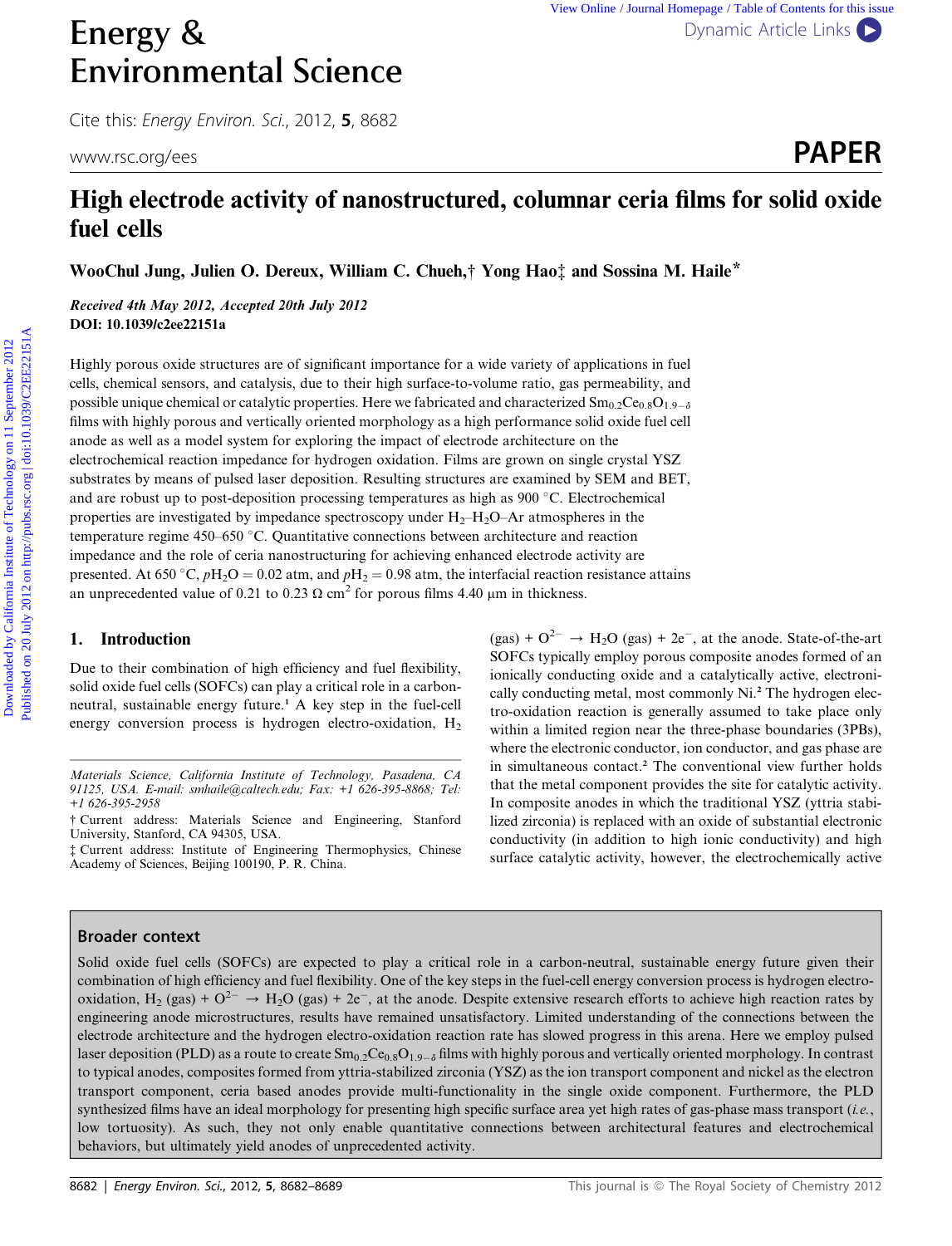# High electrode activity of nanostructured, columnar ceria films for solid oxide fuel cells

**WooChul Jung, Julien O. Dereux, William C. Chueh,† Yong Hao‡ and Sossina M. Haile***

*Received 4th May 2012, Accepted 20th July 2012*
**DOI: 10.1039/c2ee22151a**

Highly porous oxide structures are of significant importance for a wide variety of applications in fuel cells, chemical sensors, and catalysis, due to their high surface-to-volume ratio, gas permeability, and possible unique chemical or catalytic properties. Here we fabricated and characterized $Sm_{0.2}Ce_{0.8}O_{1.9-\delta}$ films with highly porous and vertically oriented morphology as a high performance solid oxide fuel cell anode as well as a model system for exploring the impact of electrode architecture on the electrochemical reaction impedance for hydrogen oxidation. Films are grown on single crystal YSZ substrates by means of pulsed laser deposition. Resulting structures are examined by SEM and BET, and are robust up to post-deposition processing temperatures as high as 900 °C. Electrochemical properties are investigated by impedance spectroscopy under $H_2$–$H_2O$–Ar atmospheres in the temperature regime 450–650 °C. Quantitative connections between architecture and reaction impedance and the role of ceria nanostructuring for achieving enhanced electrode activity are presented. At 650 °C, $pH_2O = 0.02$ atm, and $pH_2 = 0.98$ atm, the interfacial reaction resistance attains an unprecedented value of 0.21 to 0.23 Ω cm$^2$ for porous films 4.40 μm in thickness.

## 1. Introduction

Due to their combination of high efficiency and fuel flexibility, solid oxide fuel cells (SOFCs) can play a critical role in a carbon-neutral, sustainable energy future.[1] A key step in the fuel-cell energy conversion process is hydrogen electro-oxidation, $H_2$ (gas) + $O^{2-}$ → $H_2O$ (gas) + 2e$^-$, at the anode. State-of-the-art SOFCs typically employ porous composite anodes formed of an ionically conducting oxide and a catalytically active, electronically conducting metal, most commonly Ni.[2] The hydrogen electro-oxidation reaction is generally assumed to take place only within a limited region near the three-phase boundaries (3PBs), where the electronic conductor, ion conductor, and gas phase are in simultaneous contact.[2] The conventional view further holds that the metal component provides the site for catalytic activity. In composite anodes in which the traditional YSZ (yttria stabilized zirconia) is replaced with an oxide of substantial electronic conductivity (in addition to high ionic conductivity) and high surface catalytic activity, however, the electrochemically active

*Materials Science, California Institute of Technology, Pasadena, CA 91125, USA. E-mail: smhaile@caltech.edu; Fax: +1 626-395-8868; Tel: +1 626-395-2958*

† Current address: Materials Science and Engineering, Stanford University, Stanford, CA 94305, USA.

‡ Current address: Institute of Engineering Thermophysics, Chinese Academy of Sciences, Beijing 100190, P. R. China.

### Broader context

Solid oxide fuel cells (SOFCs) are expected to play a critical role in a carbon-neutral, sustainable energy future given their combination of high efficiency and fuel flexibility. One of the key steps in the fuel-cell energy conversion process is hydrogen electro-oxidation, $H_2$ (gas) + $O^{2-}$ → $H_2O$ (gas) + 2e$^-$, at the anode. Despite extensive research efforts to achieve high reaction rates by engineering anode microstructures, results have remained unsatisfactory. Limited understanding of the connections between the electrode architecture and the hydrogen electro-oxidation reaction rate has slowed progress in this arena. Here we employ pulsed laser deposition (PLD) as a route to create $Sm_{0.2}Ce_{0.8}O_{1.9-\delta}$ films with highly porous and vertically oriented morphology. In contrast to typical anodes, composites formed from yttria-stabilized zirconia (YSZ) as the ion transport component and nickel as the electron transport component, ceria based anodes provide multi-functionality in the single oxide component. Furthermore, the PLD synthesized films have an ideal morphology for presenting high specific surface area yet high rates of gas-phase mass transport (*i.e.*, low tortuosity). As such, they not only enable quantitative connections between architectural features and electrochemical behaviors, but ultimately yield anodes of unprecedented activity.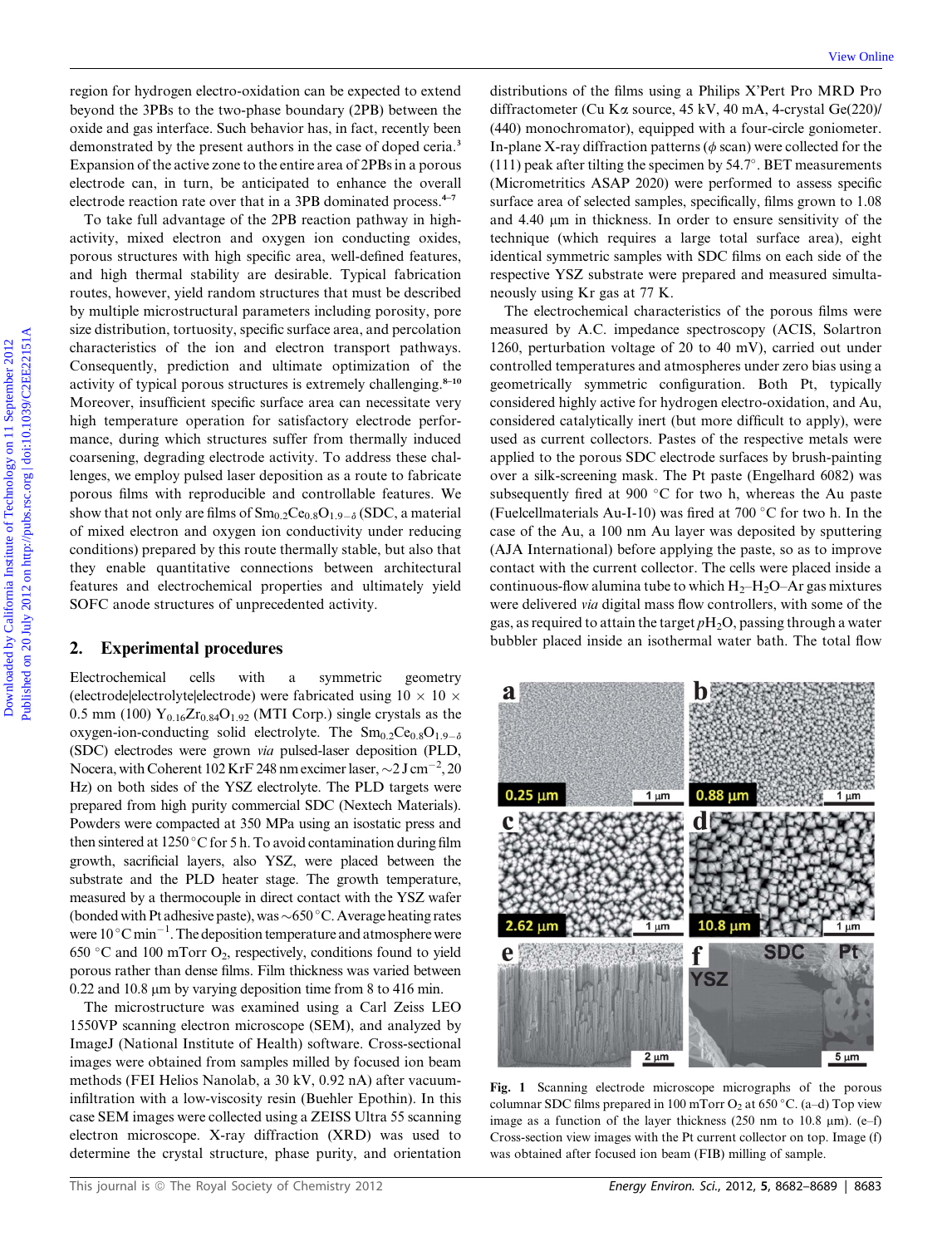region for hydrogen electro-oxidation can be expected to extend beyond the 3PBs to the two-phase boundary (2PB) between the oxide and gas interface. Such behavior has, in fact, recently been demonstrated by the present authors in the case of doped ceria.[3] Expansion of the active zone to the entire area of 2PBs in a porous electrode can, in turn, be anticipated to enhance the overall electrode reaction rate over that in a 3PB dominated process.[4–7]

To take full advantage of the 2PB reaction pathway in high-activity, mixed electron and oxygen ion conducting oxides, porous structures with high specific area, well-defined features, and high thermal stability are desirable. Typical fabrication routes, however, yield random structures that must be described by multiple microstructural parameters including porosity, pore size distribution, tortuosity, specific surface area, and percolation characteristics of the ion and electron transport pathways. Consequently, prediction and ultimate optimization of the activity of typical porous structures is extremely challenging.[8–10] Moreover, insufficient specific surface area can necessitate very high temperature operation for satisfactory electrode performance, during which structures suffer from thermally induced coarsening, degrading electrode activity. To address these challenges, we employ pulsed laser deposition as a route to fabricate porous films with reproducible and controllable features. We show that not only are films of $Sm_{0.2}Ce_{0.8}O_{1.9-\delta}$ (SDC, a material of mixed electron and oxygen ion conductivity under reducing conditions) prepared by this route thermally stable, but also that they enable quantitative connections between architectural features and electrochemical properties and ultimately yield SOFC anode structures of unprecedented activity.

## 2. Experimental procedures

Electrochemical cells with a symmetric geometry (electrode|electrolyte|electrode) were fabricated using 10 × 10 × 0.5 mm (100) $Y_{0.16}Zr_{0.84}O_{1.92}$ (MTI Corp.) single crystals as the oxygen-ion-conducting solid electrolyte. The $Sm_{0.2}Ce_{0.8}O_{1.9-\delta}$ (SDC) electrodes were grown *via* pulsed-laser deposition (PLD, Nocera, with Coherent 102 KrF 248 nm excimer laser, ~2 J cm$^{-2}$, 20 Hz) on both sides of the YSZ electrolyte. The PLD targets were prepared from high purity commercial SDC (Nextech Materials). Powders were compacted at 350 MPa using an isostatic press and then sintered at 1250 °C for 5 h. To avoid contamination during film growth, sacrificial layers, also YSZ, were placed between the substrate and the PLD heater stage. The growth temperature, measured by a thermocouple in direct contact with the YSZ wafer (bonded with Pt adhesive paste), was ~650 °C. Average heating rates were 10 °C min$^{-1}$. The deposition temperature and atmosphere were 650 °C and 100 mTorr $O_2$, respectively, conditions found to yield porous rather than dense films. Film thickness was varied between 0.22 and 10.8 μm by varying deposition time from 8 to 416 min.

The microstructure was examined using a Carl Zeiss LEO 1550VP scanning electron microscope (SEM), and analyzed by ImageJ (National Institute of Health) software. Cross-sectional images were obtained from samples milled by focused ion beam methods (FEI Helios Nanolab, a 30 kV, 0.92 nA) after vacuum-infiltration with a low-viscosity resin (Buehler Epothin). In this case SEM images were collected using a ZEISS Ultra 55 scanning electron microscope. X-ray diffraction (XRD) was used to determine the crystal structure, phase purity, and orientation distributions of the films using a Philips X'Pert Pro MRD Pro diffractometer (Cu Kα source, 45 kV, 40 mA, 4-crystal Ge(220)/(440) monochromator), equipped with a four-circle goniometer. In-plane X-ray diffraction patterns ($\phi$ scan) were collected for the (111) peak after tilting the specimen by 54.7°. BET measurements (Micrometritics ASAP 2020) were performed to assess specific surface area of selected samples, specifically, films grown to 1.08 and 4.40 μm in thickness. In order to ensure sensitivity of the technique (which requires a large total surface area), eight identical symmetric samples with SDC films on each side of the respective YSZ substrate were prepared and measured simultaneously using Kr gas at 77 K.

The electrochemical characteristics of the porous films were measured by A.C. impedance spectroscopy (ACIS, Solartron 1260, perturbation voltage of 20 to 40 mV), carried out under controlled temperatures and atmospheres under zero bias using a geometrically symmetric configuration. Both Pt, typically considered highly active for hydrogen electro-oxidation, and Au, considered catalytically inert (but more difficult to apply), were used as current collectors. Pastes of the respective metals were applied to the porous SDC electrode surfaces by brush-painting over a silk-screening mask. The Pt paste (Engelhard 6082) was subsequently fired at 900 °C for two h, whereas the Au paste (Fuelcellmaterials Au-I-10) was fired at 700 °C for two h. In the case of the Au, a 100 nm Au layer was deposited by sputtering (AJA International) before applying the paste, so as to improve contact with the current collector. The cells were placed inside a continuous-flow alumina tube to which $H_2$–$H_2O$–Ar gas mixtures were delivered *via* digital mass flow controllers, with some of the gas, as required to attain the target $pH_2O$, passing through a water bubbler placed inside an isothermal water bath. The total flow

**Fig. 1** Scanning electrode microscope micrographs of the porous columnar SDC films prepared in 100 mTorr $O_2$ at 650 °C. (a–d) Top view image as a function of the layer thickness (250 nm to 10.8 μm). (e–f) Cross-section view images with the Pt current collector on top. Image (f) was obtained after focused ion beam (FIB) milling of sample.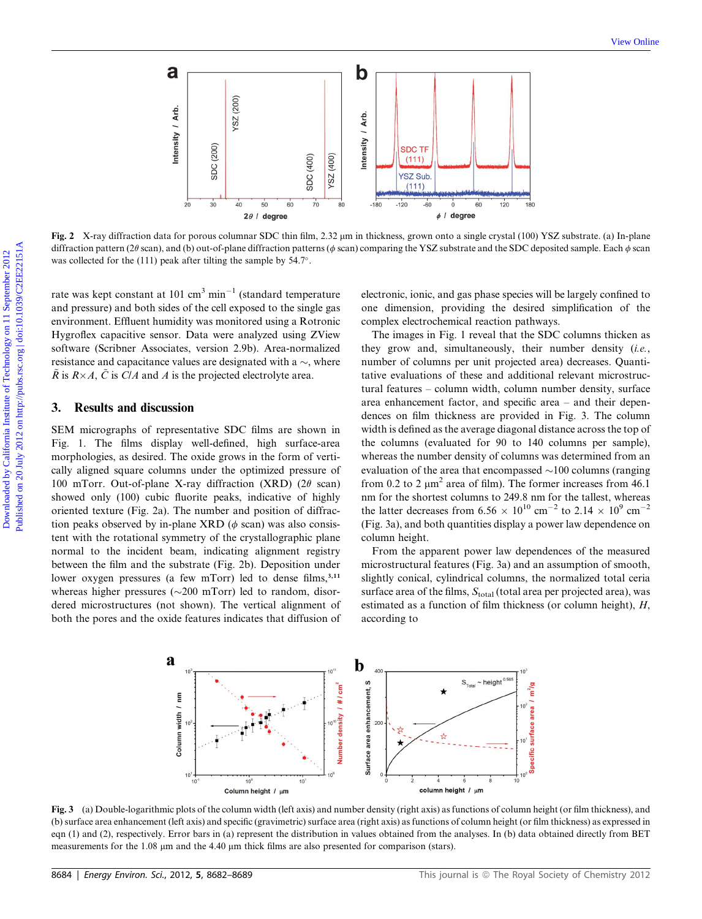Fig. 2 X-ray diffraction data for porous columnar SDC thin film, 2.32 μm in thickness, grown onto a single crystal (100) YSZ substrate. (a) In-plane diffraction pattern (2$\theta$ scan), and (b) out-of-plane diffraction patterns ($\phi$ scan) comparing the YSZ substrate and the SDC deposited sample. Each $\phi$ scan was collected for the (111) peak after tilting the sample by 54.7°.

rate was kept constant at 101 $cm^3$ $min^{-1}$ (standard temperature and pressure) and both sides of the cell exposed to the single gas environment. Effluent humidity was monitored using a Rotronic Hygroflex capacitive sensor. Data were analyzed using ZView software (Scribner Associates, version 2.9b). Area-normalized resistance and capacitance values are designated with a ~, where $\tilde{R}$ is $R \times A$, $\tilde{C}$ is $C/A$ and $A$ is the projected electrolyte area.

## 3. Results and discussion

SEM micrographs of representative SDC films are shown in Fig. 1. The films display well-defined, high surface-area morphologies, as desired. The oxide grows in the form of vertically aligned square columns under the optimized pressure of 100 mTorr. Out-of-plane X-ray diffraction (XRD) (2$\theta$ scan) showed only (100) cubic fluorite peaks, indicative of highly oriented texture (Fig. 2a). The number and position of diffraction peaks observed by in-plane XRD ($\phi$ scan) was also consistent with the rotational symmetry of the crystallographic plane normal to the incident beam, indicating alignment registry between the film and the substrate (Fig. 2b). Deposition under lower oxygen pressures (a few mTorr) led to dense films,[3,11] whereas higher pressures (~200 mTorr) led to random, disordered microstructures (not shown). The vertical alignment of both the pores and the oxide features indicates that diffusion of electronic, ionic, and gas phase species will be largely confined to one dimension, providing the desired simplification of the complex electrochemical reaction pathways.

The images in Fig. 1 reveal that the SDC columns thicken as they grow and, simultaneously, their number density (*i.e.*, number of columns per unit projected area) decreases. Quantitative evaluations of these and additional relevant microstructural features – column width, column number density, surface area enhancement factor, and specific area – and their dependences on film thickness are provided in Fig. 3. The column width is defined as the average diagonal distance across the top of the columns (evaluated for 90 to 140 columns per sample), whereas the number density of columns was determined from an evaluation of the area that encompassed ~100 columns (ranging from 0.2 to 2 $\mu m^2$ area of film). The former increases from 46.1 nm for the shortest columns to 249.8 nm for the tallest, whereas the latter decreases from $6.56 \times 10^{10}$ $cm^{-2}$ to $2.14 \times 10^9$ $cm^{-2}$ (Fig. 3a), and both quantities display a power law dependence on column height.

From the apparent power law dependences of the measured microstructural features (Fig. 3a) and an assumption of smooth, slightly conical, cylindrical columns, the normalized total ceria surface area of the films, $S_{total}$ (total area per projected area), was estimated as a function of film thickness (or column height), $H$, according to

Fig. 3 (a) Double-logarithmic plots of the column width (left axis) and number density (right axis) as functions of column height (or film thickness), and (b) surface area enhancement (left axis) and specific (gravimetric) surface area (right axis) as functions of column height (or film thickness) as expressed in eqn (1) and (2), respectively. Error bars in (a) represent the distribution in values obtained from the analyses. In (b) data obtained directly from BET measurements for the 1.08 μm and the 4.40 μm thick films are also presented for comparison (stars).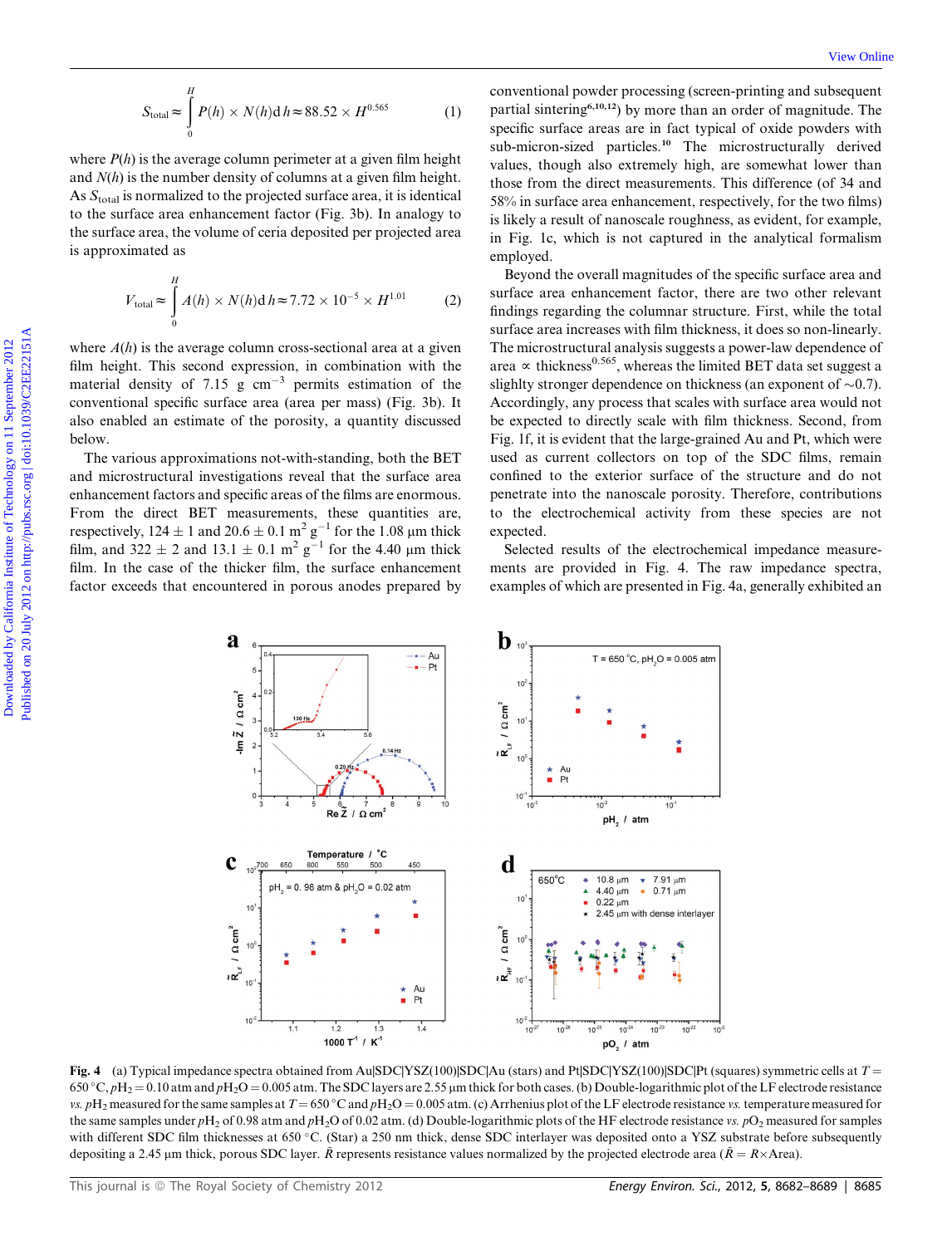$$S_{\text{total}} \approx \int_0^H P(h) \times N(h) \mathrm{d}h \approx 88.52 \times H^{0.565} \qquad (1)$$

where $P(h)$ is the average column perimeter at a given film height and $N(h)$ is the number density of columns at a given film height. As $S_{\text{total}}$ is normalized to the projected surface area, it is identical to the surface area enhancement factor (Fig. 3b). In analogy to the surface area, the volume of ceria deposited per projected area is approximated as

$$V_{\text{total}} \approx \int_0^H A(h) \times N(h) \mathrm{d}h \approx 7.72 \times 10^{-5} \times H^{1.01} \qquad (2)$$

where $A(h)$ is the average column cross-sectional area at a given film height. This second expression, in combination with the material density of 7.15 g $\text{cm}^{-3}$ permits estimation of the conventional specific surface area (area per mass) (Fig. 3b). It also enabled an estimate of the porosity, a quantity discussed below.

The various approximations not-with-standing, both the BET and microstructural investigations reveal that the surface area enhancement factors and specific areas of the films are enormous. From the direct BET measurements, these quantities are, respectively, 124 ± 1 and 20.6 ± 0.1 $\text{m}^2\ \text{g}^{-1}$ for the 1.08 μm thick film, and 322 ± 2 and 13.1 ± 0.1 $\text{m}^2\ \text{g}^{-1}$ for the 4.40 μm thick film. In the case of the thicker film, the surface enhancement factor exceeds that encountered in porous anodes prepared by conventional powder processing (screen-printing and subsequent partial sintering[6,10,12]) by more than an order of magnitude. The specific surface areas are in fact typical of oxide powders with sub-micron-sized particles.[10] The microstructurally derived values, though also extremely high, are somewhat lower than those from the direct measurements. This difference (of 34 and 58% in surface area enhancement, respectively, for the two films) is likely a result of nanoscale roughness, as evident, for example, in Fig. 1c, which is not captured in the analytical formalism employed.

Beyond the overall magnitudes of the specific surface area and surface area enhancement factor, there are two other relevant findings regarding the columnar structure. First, while the total surface area increases with film thickness, it does so non-linearly. The microstructural analysis suggests a power-law dependence of area ∝ $\text{thickness}^{0.565}$, whereas the limited BET data set suggest a slighlty stronger dependence on thickness (an exponent of ~0.7). Accordingly, any process that scales with surface area would not be expected to directly scale with film thickness. Second, from Fig. 1f, it is evident that the large-grained Au and Pt, which were used as current collectors on top of the SDC films, remain confined to the exterior surface of the structure and do not penetrate into the nanoscale porosity. Therefore, contributions to the electrochemical activity from these species are not expected.

Selected results of the electrochemical impedance measurements are provided in Fig. 4. The raw impedance spectra, examples of which are presented in Fig. 4a, generally exhibited an

**Fig. 4** (a) Typical impedance spectra obtained from Au|SDC|YSZ(100)|SDC|Au (stars) and Pt|SDC|YSZ(100)|SDC|Pt (squares) symmetric cells at $T$ = 650 °C, $p\text{H}_2$ = 0.10 atm and $p\text{H}_2\text{O}$ = 0.005 atm. The SDC layers are 2.55 μm thick for both cases. (b) Double-logarithmic plot of the LF electrode resistance *vs.* $p\text{H}_2$ measured for the same samples at $T$ = 650 °C and $p\text{H}_2\text{O}$ = 0.005 atm. (c) Arrhenius plot of the LF electrode resistance *vs.* temperature measured for the same samples under $p\text{H}_2$ of 0.98 atm and $p\text{H}_2\text{O}$ of 0.02 atm. (d) Double-logarithmic plots of the HF electrode resistance *vs.* $p\text{O}_2$ measured for samples with different SDC film thicknesses at 650 °C. (Star) a 250 nm thick, dense SDC interlayer was deposited onto a YSZ substrate before subsequently depositing a 2.45 μm thick, porous SDC layer. $\tilde{R}$ represents resistance values normalized by the projected electrode area ($\tilde{R} = R \times \text{Area}$).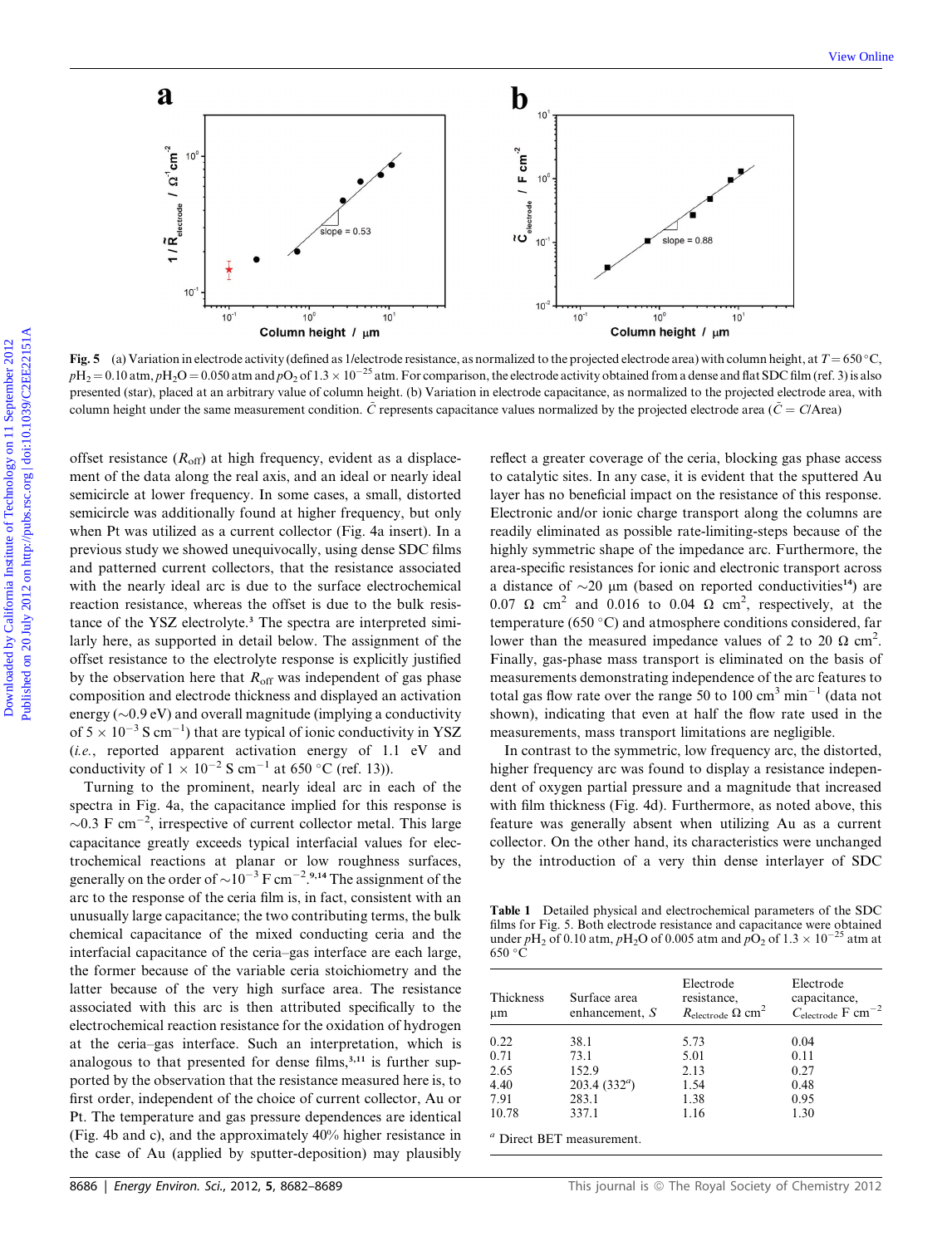**Fig. 5** (a) Variation in electrode activity (defined as 1/electrode resistance, as normalized to the projected electrode area) with column height, at $T = 650\,^{\circ}C$, $pH_2 = 0.10$ atm, $pH_2O = 0.050$ atm and $pO_2$ of $1.3 \times 10^{-25}$ atm. For comparison, the electrode activity obtained from a dense and flat SDC film (ref. 3) is also presented (star), placed at an arbitrary value of column height. (b) Variation in electrode capacitance, as normalized to the projected electrode area, with column height under the same measurement condition. $\tilde{C}$ represents capacitance values normalized by the projected electrode area ($\tilde{C} = C/\text{Area}$)

offset resistance ($R_{off}$) at high frequency, evident as a displacement of the data along the real axis, and an ideal or nearly ideal semicircle at lower frequency. In some cases, a small, distorted semicircle was additionally found at higher frequency, but only when Pt was utilized as a current collector (Fig. 4a insert). In a previous study we showed unequivocally, using dense SDC films and patterned current collectors, that the resistance associated with the nearly ideal arc is due to the surface electrochemical reaction resistance, whereas the offset is due to the bulk resistance of the YSZ electrolyte.[3] The spectra are interpreted similarly here, as supported in detail below. The assignment of the offset resistance to the electrolyte response is explicitly justified by the observation here that $R_{off}$ was independent of gas phase composition and electrode thickness and displayed an activation energy (~0.9 eV) and overall magnitude (implying a conductivity of $5 \times 10^{-3}$ S cm$^{-1}$) that are typical of ionic conductivity in YSZ (*i.e.*, reported apparent activation energy of 1.1 eV and conductivity of $1 \times 10^{-2}$ S cm$^{-1}$ at 650 °C (ref. 13)).

Turning to the prominent, nearly ideal arc in each of the spectra in Fig. 4a, the capacitance implied for this response is ~0.3 F cm$^{-2}$, irrespective of current collector metal. This large capacitance greatly exceeds typical interfacial values for electrochemical reactions at planar or low roughness surfaces, generally on the order of ~$10^{-3}$ F cm$^{-2}$.[9,14] The assignment of the arc to the response of the ceria film is, in fact, consistent with an unusually large capacitance; the two contributing terms, the bulk chemical capacitance of the mixed conducting ceria and the interfacial capacitance of the ceria–gas interface are each large, the former because of the variable ceria stoichiometry and the latter because of the very high surface area. The resistance associated with this arc is then attributed specifically to the electrochemical reaction resistance for the oxidation of hydrogen at the ceria–gas interface. Such an interpretation, which is analogous to that presented for dense films,[3,11] is further supported by the observation that the resistance measured here is, to first order, independent of the choice of current collector, Au or Pt. The temperature and gas pressure dependences are identical (Fig. 4b and c), and the approximately 40% higher resistance in the case of Au (applied by sputter-deposition) may plausibly reflect a greater coverage of the ceria, blocking gas phase access to catalytic sites. In any case, it is evident that the sputtered Au layer has no beneficial impact on the resistance of this response. Electronic and/or ionic charge transport along the columns are readily eliminated as possible rate-limiting-steps because of the highly symmetric shape of the impedance arc. Furthermore, the area-specific resistances for ionic and electronic transport across a distance of ~20 μm (based on reported conductivities[14]) are 0.07 Ω cm$^2$ and 0.016 to 0.04 Ω cm$^2$, respectively, at the temperature (650 °C) and atmosphere conditions considered, far lower than the measured impedance values of 2 to 20 Ω cm$^2$. Finally, gas-phase mass transport is eliminated on the basis of measurements demonstrating independence of the arc features to total gas flow rate over the range 50 to 100 cm$^3$ min$^{-1}$ (data not shown), indicating that even at half the flow rate used in the measurements, mass transport limitations are negligible.

In contrast to the symmetric, low frequency arc, the distorted, higher frequency arc was found to display a resistance independent of oxygen partial pressure and a magnitude that increased with film thickness (Fig. 4d). Furthermore, as noted above, this feature was generally absent when utilizing Au as a current collector. On the other hand, its characteristics were unchanged by the introduction of a very thin dense interlayer of SDC

**Table 1** Detailed physical and electrochemical parameters of the SDC films for Fig. 5. Both electrode resistance and capacitance were obtained under $pH_2$ of 0.10 atm, $pH_2O$ of 0.005 atm and $pO_2$ of $1.3 \times 10^{-25}$ atm at 650 °C

| Thickness μm | Surface area enhancement, $S$ | Electrode resistance, $R_{electrode}$ Ω cm$^2$ | Electrode capacitance, $C_{electrode}$ F cm$^{-2}$ |
|---|---|---|---|
| 0.22 | 38.1 | 5.73 | 0.04 |
| 0.71 | 73.1 | 5.01 | 0.11 |
| 2.65 | 152.9 | 2.13 | 0.27 |
| 4.40 | 203.4 (332[a]) | 1.54 | 0.48 |
| 7.91 | 283.1 | 1.38 | 0.95 |
| 10.78 | 337.1 | 1.16 | 1.30 |

[a] Direct BET measurement.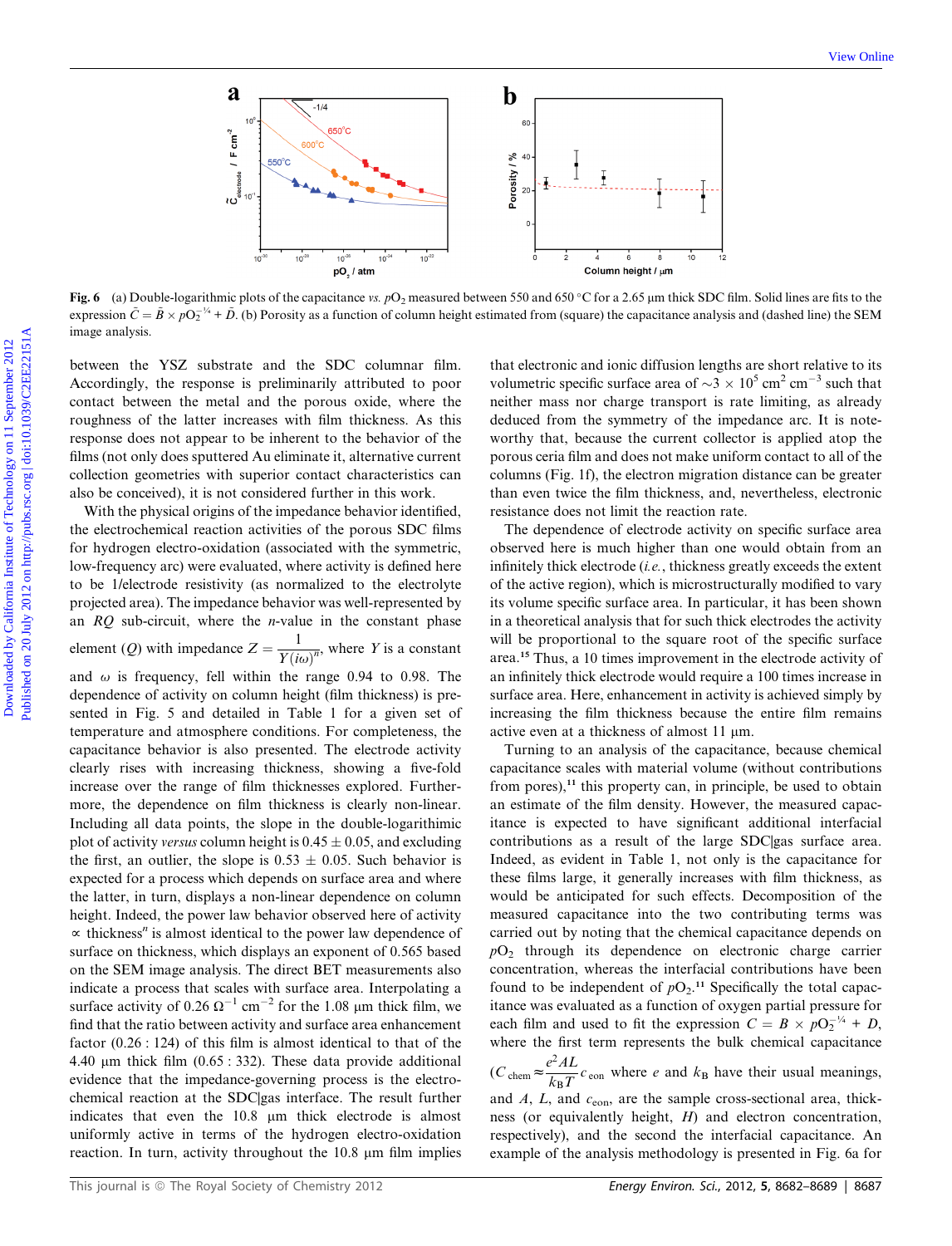**Fig. 6** (a) Double-logarithmic plots of the capacitance *vs.* $pO_2$ measured between 550 and 650 °C for a 2.65 μm thick SDC film. Solid lines are fits to the expression $\tilde{C} = \tilde{B} \times pO_2^{-1/4} + \tilde{D}$. (b) Porosity as a function of column height estimated from (square) the capacitance analysis and (dashed line) the SEM image analysis.

between the YSZ substrate and the SDC columnar film. Accordingly, the response is preliminarily attributed to poor contact between the metal and the porous oxide, where the roughness of the latter increases with film thickness. As this response does not appear to be inherent to the behavior of the films (not only does sputtered Au eliminate it, alternative current collection geometries with superior contact characteristics can also be conceived), it is not considered further in this work.

With the physical origins of the impedance behavior identified, the electrochemical reaction activities of the porous SDC films for hydrogen electro-oxidation (associated with the symmetric, low-frequency arc) were evaluated, where activity is defined here to be 1/electrode resistivity (as normalized to the electrolyte projected area). The impedance behavior was well-represented by an *RQ* sub-circuit, where the *n*-value in the constant phase element (*Q*) with impedance $Z = \dfrac{1}{Y(i\omega)^n}$, where *Y* is a constant and $\omega$ is frequency, fell within the range 0.94 to 0.98. The dependence of activity on column height (film thickness) is presented in Fig. 5 and detailed in Table 1 for a given set of temperature and atmosphere conditions. For completeness, the capacitance behavior is also presented. The electrode activity clearly rises with increasing thickness, showing a five-fold increase over the range of film thicknesses explored. Furthermore, the dependence on film thickness is clearly non-linear. Including all data points, the slope in the double-logarithmic plot of activity *versus* column height is 0.45 ± 0.05, and excluding the first, an outlier, the slope is 0.53 ± 0.05. Such behavior is expected for a process which depends on surface area and where the latter, in turn, displays a non-linear dependence on column height. Indeed, the power law behavior observed here of activity $\propto$ thickness$^n$ is almost identical to the power law dependence of surface on thickness, which displays an exponent of 0.565 based on the SEM image analysis. The direct BET measurements also indicate a process that scales with surface area. Interpolating a surface activity of 0.26 $\Omega^{-1}$ cm$^{-2}$ for the 1.08 μm thick film, we find that the ratio between activity and surface area enhancement factor (0.26 : 124) of this film is almost identical to that of the 4.40 μm thick film (0.65 : 332). These data provide additional evidence that the impedance-governing process is the electrochemical reaction at the SDC|gas interface. The result further indicates that even the 10.8 μm thick electrode is almost uniformly active in terms of the hydrogen electro-oxidation reaction. In turn, activity throughout the 10.8 μm film implies that electronic and ionic diffusion lengths are short relative to its volumetric specific surface area of ~3 × 10$^5$ cm$^2$ cm$^{-3}$ such that neither mass nor charge transport is rate limiting, as already deduced from the symmetry of the impedance arc. It is noteworthy that, because the current collector is applied atop the porous ceria film and does not make uniform contact to all of the columns (Fig. 1f), the electron migration distance can be greater than even twice the film thickness, and, nevertheless, electronic resistance does not limit the reaction rate.

The dependence of electrode activity on specific surface area observed here is much higher than one would obtain from an infinitely thick electrode (*i.e.*, thickness greatly exceeds the extent of the active region), which is microstructurally modified to vary its volume specific surface area. In particular, it has been shown in a theoretical analysis that for such thick electrodes the activity will be proportional to the square root of the specific surface area.[15] Thus, a 10 times improvement in the electrode activity of an infinitely thick electrode would require a 100 times increase in surface area. Here, enhancement in activity is achieved simply by increasing the film thickness because the entire film remains active even at a thickness of almost 11 μm.

Turning to an analysis of the capacitance, because chemical capacitance scales with material volume (without contributions from pores),[11] this property can, in principle, be used to obtain an estimate of the film density. However, the measured capacitance is expected to have significant additional interfacial contributions as a result of the large SDC|gas surface area. Indeed, as evident in Table 1, not only is the capacitance for these films large, it generally increases with film thickness, as would be anticipated for such effects. Decomposition of the measured capacitance into the two contributing terms was carried out by noting that the chemical capacitance depends on $pO_2$ through its dependence on electronic charge carrier concentration, whereas the interfacial contributions have been found to be independent of $pO_2$.[11] Specifically the total capacitance was evaluated as a function of oxygen partial pressure for each film and used to fit the expression $C = B \times pO_2^{-1/4} + D$, where the first term represents the bulk chemical capacitance ($C_{\rm chem} \approx \dfrac{e^2AL}{k_BT}c_{\rm eon}$ where *e* and $k_B$ have their usual meanings, and *A*, *L*, and $c_{\rm eon}$, are the sample cross-sectional area, thickness (or equivalently height, *H*) and electron concentration, respectively), and the second the interfacial capacitance. An example of the analysis methodology is presented in Fig. 6a for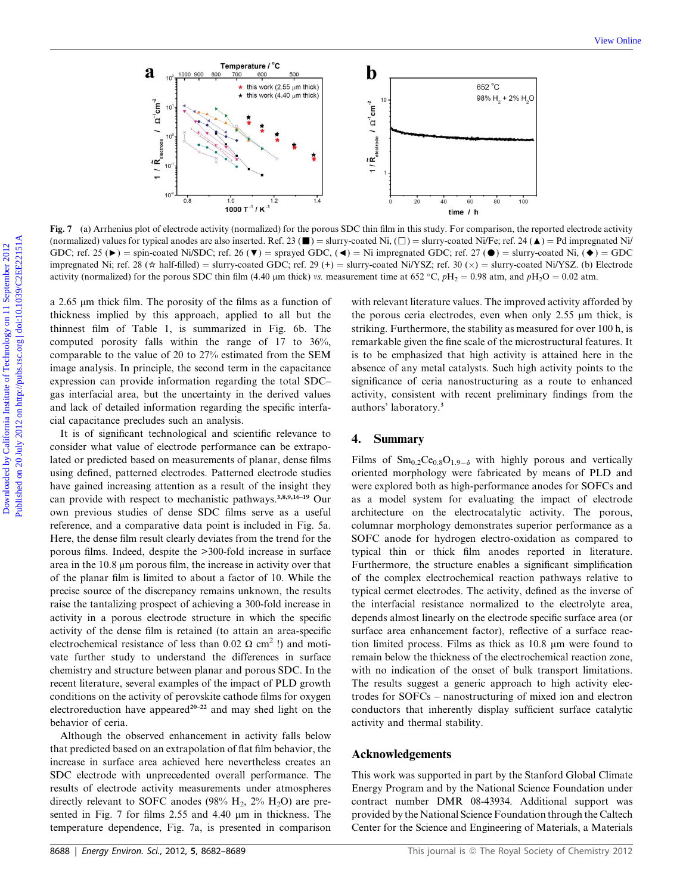**Fig. 7** (a) Arrhenius plot of electrode activity (normalized) for the porous SDC thin film in this study. For comparison, the reported electrode activity (normalized) values for typical anodes are also inserted. Ref. 23 (■) = slurry-coated Ni, (□) = slurry-coated Ni/Fe; ref. 24 (▲) = Pd impregnated Ni/GDC; ref. 25 (►) = spin-coated Ni/SDC; ref. 26 (▼) = sprayed GDC, (◄) = Ni impregnated GDC; ref. 27 (●) = slurry-coated Ni, (◆) = GDC impregnated Ni; ref. 28 (☆ half-filled) = slurry-coated GDC; ref. 29 (+) = slurry-coated Ni/YSZ; ref. 30 (×) = slurry-coated Ni/YSZ. (b) Electrode activity (normalized) for the porous SDC thin film (4.40 μm thick) *vs.* measurement time at 652 °C, $pH_2$ = 0.98 atm, and $pH_2O$ = 0.02 atm.

a 2.65 μm thick film. The porosity of the films as a function of thickness implied by this approach, applied to all but the thinnest film of Table 1, is summarized in Fig. 6b. The computed porosity falls within the range of 17 to 36%, comparable to the value of 20 to 27% estimated from the SEM image analysis. In principle, the second term in the capacitance expression can provide information regarding the total SDC–gas interfacial area, but the uncertainty in the derived values and lack of detailed information regarding the specific interfacial capacitance precludes such an analysis.

It is of significant technological and scientific relevance to consider what value of electrode performance can be extrapolated or predicted based on measurements of planar, dense films using defined, patterned electrodes. Patterned electrode studies have gained increasing attention as a result of the insight they can provide with respect to mechanistic pathways.[3,8,9,16–19] Our own previous studies of dense SDC films serve as a useful reference, and a comparative data point is included in Fig. 5a. Here, the dense film result clearly deviates from the trend for the porous films. Indeed, despite the >300-fold increase in surface area in the 10.8 μm porous film, the increase in activity over that of the planar film is limited to about a factor of 10. While the precise source of the discrepancy remains unknown, the results raise the tantalizing prospect of achieving a 300-fold increase in activity in a porous electrode structure in which the specific activity of the dense film is retained (to attain an area-specific electrochemical resistance of less than 0.02 Ω cm$^2$ !) and motivate further study to understand the differences in surface chemistry and structure between planar and porous SDC. In the recent literature, several examples of the impact of PLD growth conditions on the activity of perovskite cathode films for oxygen electroreduction have appeared[20–22] and may shed light on the behavior of ceria.

Although the observed enhancement in activity falls below that predicted based on an extrapolation of flat film behavior, the increase in surface area achieved here nevertheless creates an SDC electrode with unprecedented overall performance. The results of electrode activity measurements under atmospheres directly relevant to SOFC anodes (98% $H_2$, 2% $H_2O$) are presented in Fig. 7 for films 2.55 and 4.40 μm in thickness. The temperature dependence, Fig. 7a, is presented in comparison with relevant literature values. The improved activity afforded by the porous ceria electrodes, even when only 2.55 μm thick, is striking. Furthermore, the stability as measured for over 100 h, is remarkable given the fine scale of the microstructural features. It is to be emphasized that high activity is attained here in the absence of any metal catalysts. Such high activity points to the significance of ceria nanostructuring as a route to enhanced activity, consistent with recent preliminary findings from the authors' laboratory.[3]

## 4. Summary

Films of $Sm_{0.2}Ce_{0.8}O_{1.9-\delta}$ with highly porous and vertically oriented morphology were fabricated by means of PLD and were explored both as high-performance anodes for SOFCs and as a model system for evaluating the impact of electrode architecture on the electrocatalytic activity. The porous, columnar morphology demonstrates superior performance as a SOFC anode for hydrogen electro-oxidation as compared to typical thin or thick film anodes reported in literature. Furthermore, the structure enables a significant simplification of the complex electrochemical reaction pathways relative to typical cermet electrodes. The activity, defined as the inverse of the interfacial resistance normalized to the electrolyte area, depends almost linearly on the electrode specific surface area (or surface area enhancement factor), reflective of a surface reaction limited process. Films as thick as 10.8 μm were found to remain below the thickness of the electrochemical reaction zone, with no indication of the onset of bulk transport limitations. The results suggest a generic approach to high activity electrodes for SOFCs – nanostructuring of mixed ion and electron conductors that inherently display sufficient surface catalytic activity and thermal stability.

## Acknowledgements

This work was supported in part by the Stanford Global Climate Energy Program and by the National Science Foundation under contract number DMR 08-43934. Additional support was provided by the National Science Foundation through the Caltech Center for the Science and Engineering of Materials, a Materials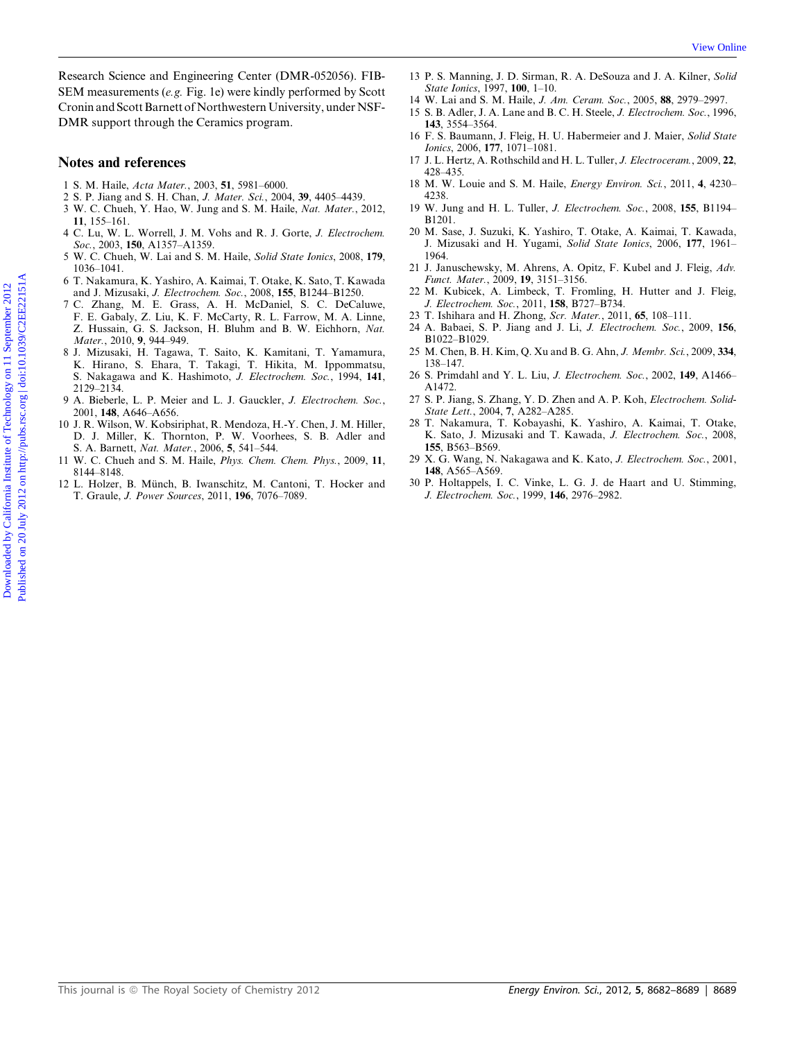Research Science and Engineering Center (DMR-052056). FIB-SEM measurements (*e.g.* Fig. 1e) were kindly performed by Scott Cronin and Scott Barnett of Northwestern University, under NSF-DMR support through the Ceramics program.

## Notes and references

1 S. M. Haile, *Acta Mater.*, 2003, **51**, 5981–6000.
2 S. P. Jiang and S. H. Chan, *J. Mater. Sci.*, 2004, **39**, 4405–4439.
3 W. C. Chueh, Y. Hao, W. Jung and S. M. Haile, *Nat. Mater.*, 2012, **11**, 155–161.
4 C. Lu, W. L. Worrell, J. M. Vohs and R. J. Gorte, *J. Electrochem. Soc.*, 2003, **150**, A1357–A1359.
5 W. C. Chueh, W. Lai and S. M. Haile, *Solid State Ionics*, 2008, **179**, 1036–1041.
6 T. Nakamura, K. Yashiro, A. Kaimai, T. Otake, K. Sato, T. Kawada and J. Mizusaki, *J. Electrochem. Soc.*, 2008, **155**, B1244–B1250.
7 C. Zhang, M. E. Grass, A. H. McDaniel, S. C. DeCaluwe, F. E. Gabaly, Z. Liu, K. F. McCarty, R. L. Farrow, M. A. Linne, Z. Hussain, G. S. Jackson, H. Bluhm and B. W. Eichhorn, *Nat. Mater.*, 2010, **9**, 944–949.
8 J. Mizusaki, H. Tagawa, T. Saito, K. Kamitani, T. Yamamura, K. Hirano, S. Ehara, T. Takagi, T. Hikita, M. Ippommatsu, S. Nakagawa and K. Hashimoto, *J. Electrochem. Soc.*, 1994, **141**, 2129–2134.
9 A. Bieberle, L. P. Meier and L. J. Gauckler, *J. Electrochem. Soc.*, 2001, **148**, A646–A656.
10 J. R. Wilson, W. Kobsiriphat, R. Mendoza, H.-Y. Chen, J. M. Hiller, D. J. Miller, K. Thornton, P. W. Voorhees, S. B. Adler and S. A. Barnett, *Nat. Mater.*, 2006, **5**, 541–544.
11 W. C. Chueh and S. M. Haile, *Phys. Chem. Chem. Phys.*, 2009, **11**, 8144–8148.
12 L. Holzer, B. Münch, B. Iwanschitz, M. Cantoni, T. Hocker and T. Graule, *J. Power Sources*, 2011, **196**, 7076–7089.
13 P. S. Manning, J. D. Sirman, R. A. DeSouza and J. A. Kilner, *Solid State Ionics*, 1997, **100**, 1–10.
14 W. Lai and S. M. Haile, *J. Am. Ceram. Soc.*, 2005, **88**, 2979–2997.
15 S. B. Adler, J. A. Lane and B. C. H. Steele, *J. Electrochem. Soc.*, 1996, **143**, 3554–3564.
16 F. S. Baumann, J. Fleig, H. U. Habermeier and J. Maier, *Solid State Ionics*, 2006, **177**, 1071–1081.
17 J. L. Hertz, A. Rothschild and H. L. Tuller, *J. Electroceram.*, 2009, **22**, 428–435.
18 M. W. Louie and S. M. Haile, *Energy Environ. Sci.*, 2011, **4**, 4230–4238.
19 W. Jung and H. L. Tuller, *J. Electrochem. Soc.*, 2008, **155**, B1194–B1201.
20 M. Sase, J. Suzuki, K. Yashiro, T. Otake, A. Kaimai, T. Kawada, J. Mizusaki and H. Yugami, *Solid State Ionics*, 2006, **177**, 1961–1964.
21 J. Januschewsky, M. Ahrens, A. Opitz, F. Kubel and J. Fleig, *Adv. Funct. Mater.*, 2009, **19**, 3151–3156.
22 M. Kubicek, A. Limbeck, T. Fromling, H. Hutter and J. Fleig, *J. Electrochem. Soc.*, 2011, **158**, B727–B734.
23 T. Ishihara and H. Zhong, *Scr. Mater.*, 2011, **65**, 108–111.
24 A. Babaei, S. P. Jiang and J. Li, *J. Electrochem. Soc.*, 2009, **156**, B1022–B1029.
25 M. Chen, B. H. Kim, Q. Xu and B. G. Ahn, *J. Membr. Sci.*, 2009, **334**, 138–147.
26 S. Primdahl and Y. L. Liu, *J. Electrochem. Soc.*, 2002, **149**, A1466–A1472.
27 S. P. Jiang, S. Zhang, Y. D. Zhen and A. P. Koh, *Electrochem. Solid-State Lett.*, 2004, **7**, A282–A285.
28 T. Nakamura, T. Kobayashi, K. Yashiro, A. Kaimai, T. Otake, K. Sato, J. Mizusaki and T. Kawada, *J. Electrochem. Soc.*, 2008, **155**, B563–B569.
29 X. G. Wang, N. Nakagawa and K. Kato, *J. Electrochem. Soc.*, 2001, **148**, A565–A569.
30 P. Holtappels, I. C. Vinke, L. G. J. de Haart and U. Stimming, *J. Electrochem. Soc.*, 1999, **146**, 2976–2982.